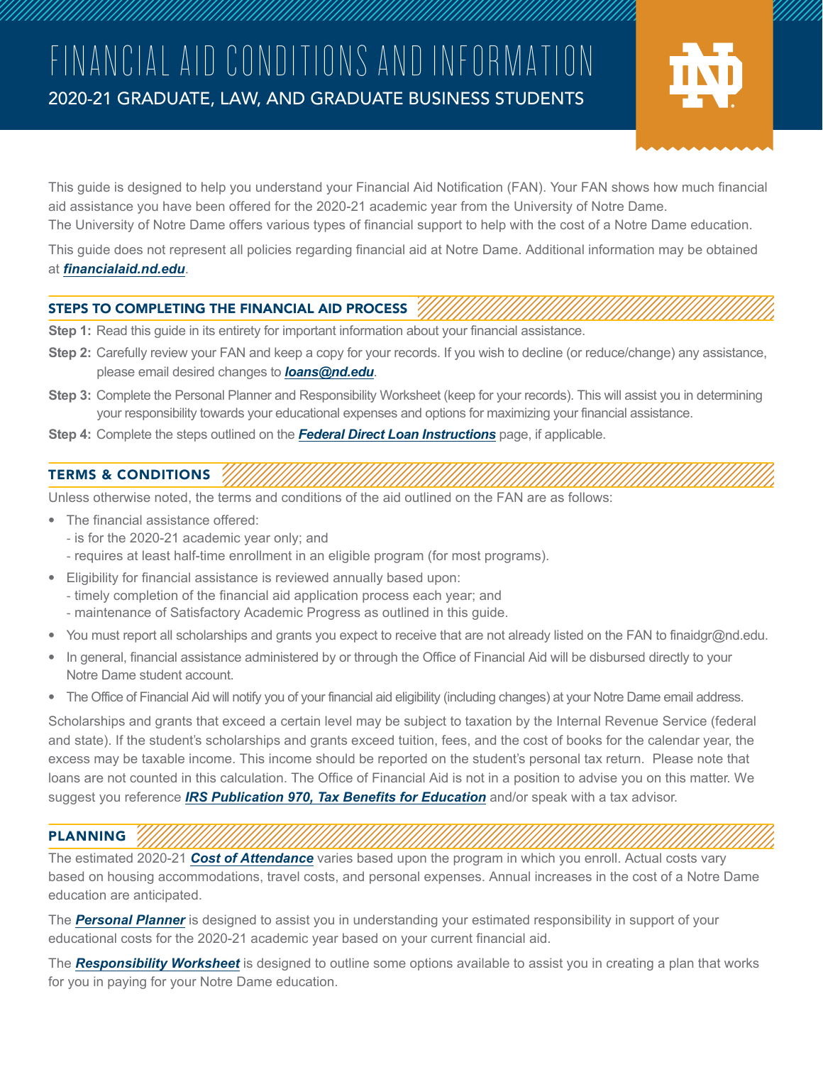# FINANCIAL AID CONDITIONS AND INFORMATION

## 2020-21 GRADUATE, LAW, AND GRADUATE BUSINESS STUDENTS

This guide is designed to help you understand your Financial Aid Notification (FAN). Your FAN shows how much financial aid assistance you have been offered for the 2020-21 academic year from the University of Notre Dame. The University of Notre Dame offers various types of financial support to help with the cost of a Notre Dame education.

This guide does not represent all policies regarding financial aid at Notre Dame. Additional information may be obtained at ***financialaid.nd.edu***.

### STEPS TO COMPLETING THE FINANCIAL AID PROCESS

**Step 1:** Read this guide in its entirety for important information about your financial assistance.

**Step 2:** Carefully review your FAN and keep a copy for your records. If you wish to decline (or reduce/change) any assistance, please email desired changes to ***loans@nd.edu***.

**Step 3:** Complete the Personal Planner and Responsibility Worksheet (keep for your records). This will assist you in determining your responsibility towards your educational expenses and options for maximizing your financial assistance.

**Step 4:** Complete the steps outlined on the ***Federal Direct Loan Instructions*** page, if applicable.

### TERMS & CONDITIONS

Unless otherwise noted, the terms and conditions of the aid outlined on the FAN are as follows:

- The financial assistance offered:
  - is for the 2020-21 academic year only; and
  - requires at least half-time enrollment in an eligible program (for most programs).
- Eligibility for financial assistance is reviewed annually based upon:
  - timely completion of the financial aid application process each year; and
  - maintenance of Satisfactory Academic Progress as outlined in this guide.
- You must report all scholarships and grants you expect to receive that are not already listed on the FAN to finaidgr@nd.edu.
- In general, financial assistance administered by or through the Office of Financial Aid will be disbursed directly to your Notre Dame student account.
- The Office of Financial Aid will notify you of your financial aid eligibility (including changes) at your Notre Dame email address.

Scholarships and grants that exceed a certain level may be subject to taxation by the Internal Revenue Service (federal and state). If the student's scholarships and grants exceed tuition, fees, and the cost of books for the calendar year, the excess may be taxable income. This income should be reported on the student's personal tax return. Please note that loans are not counted in this calculation. The Office of Financial Aid is not in a position to advise you on this matter. We suggest you reference ***IRS Publication 970, Tax Benefits for Education*** and/or speak with a tax advisor.

### PLANNING

The estimated 2020-21 ***Cost of Attendance*** varies based upon the program in which you enroll. Actual costs vary based on housing accommodations, travel costs, and personal expenses. Annual increases in the cost of a Notre Dame education are anticipated.

The ***Personal Planner*** is designed to assist you in understanding your estimated responsibility in support of your educational costs for the 2020-21 academic year based on your current financial aid.

The ***Responsibility Worksheet*** is designed to outline some options available to assist you in creating a plan that works for you in paying for your Notre Dame education.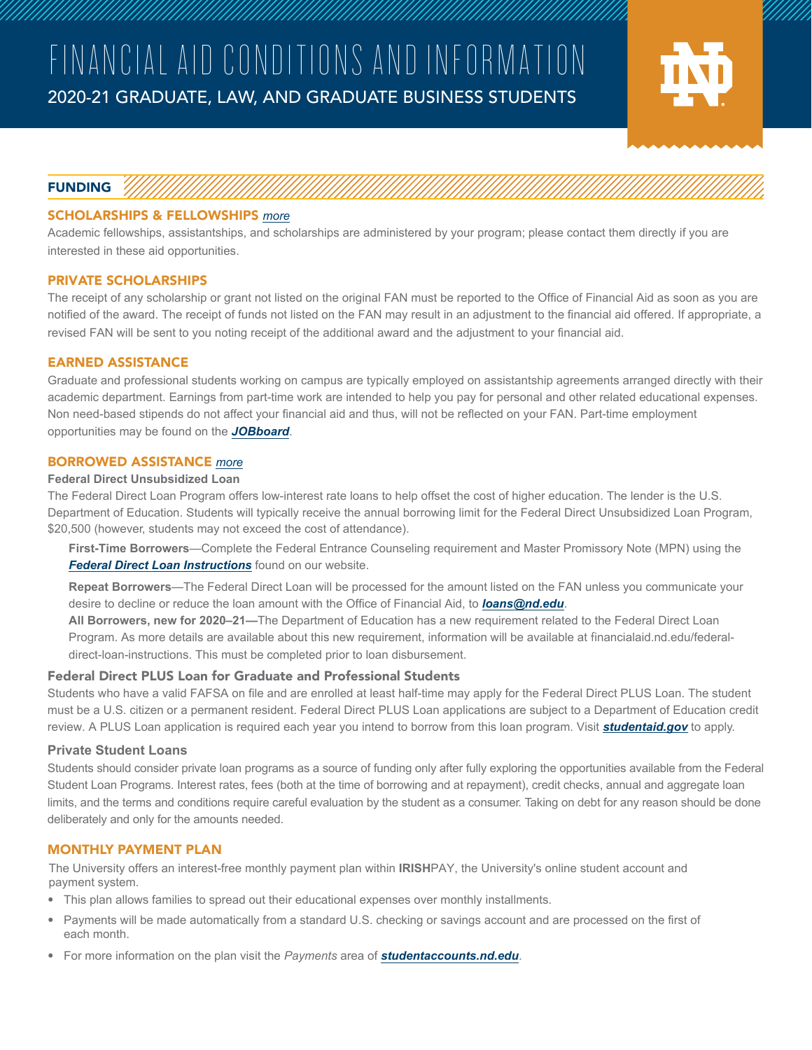# FINANCIAL AID CONDITIONS AND INFORMATION

## 2020-21 GRADUATE, LAW, AND GRADUATE BUSINESS STUDENTS

## FUNDING

### SCHOLARSHIPS & FELLOWSHIPS *more*

Academic fellowships, assistantships, and scholarships are administered by your program; please contact them directly if you are interested in these aid opportunities.

### PRIVATE SCHOLARSHIPS

The receipt of any scholarship or grant not listed on the original FAN must be reported to the Office of Financial Aid as soon as you are notified of the award. The receipt of funds not listed on the FAN may result in an adjustment to the financial aid offered. If appropriate, a revised FAN will be sent to you noting receipt of the additional award and the adjustment to your financial aid.

### EARNED ASSISTANCE

Graduate and professional students working on campus are typically employed on assistantship agreements arranged directly with their academic department. Earnings from part-time work are intended to help you pay for personal and other related educational expenses. Non need-based stipends do not affect your financial aid and thus, will not be reflected on your FAN. Part-time employment opportunities may be found on the ***JOBboard***.

### BORROWED ASSISTANCE *more*

**Federal Direct Unsubsidized Loan**

The Federal Direct Loan Program offers low-interest rate loans to help offset the cost of higher education. The lender is the U.S. Department of Education. Students will typically receive the annual borrowing limit for the Federal Direct Unsubsidized Loan Program, $20,500 (however, students may not exceed the cost of attendance).

**First-Time Borrowers**—Complete the Federal Entrance Counseling requirement and Master Promissory Note (MPN) using the ***Federal Direct Loan Instructions*** found on our website.

**Repeat Borrowers**—The Federal Direct Loan will be processed for the amount listed on the FAN unless you communicate your desire to decline or reduce the loan amount with the Office of Financial Aid, to ***loans@nd.edu***.

**All Borrowers, new for 2020–21—**The Department of Education has a new requirement related to the Federal Direct Loan Program. As more details are available about this new requirement, information will be available at financialaid.nd.edu/federal-direct-loan-instructions. This must be completed prior to loan disbursement.

**Federal Direct PLUS Loan for Graduate and Professional Students**

Students who have a valid FAFSA on file and are enrolled at least half-time may apply for the Federal Direct PLUS Loan. The student must be a U.S. citizen or a permanent resident. Federal Direct PLUS Loan applications are subject to a Department of Education credit review. A PLUS Loan application is required each year you intend to borrow from this loan program. Visit ***studentaid.gov*** to apply.

**Private Student Loans**

Students should consider private loan programs as a source of funding only after fully exploring the opportunities available from the Federal Student Loan Programs. Interest rates, fees (both at the time of borrowing and at repayment), credit checks, annual and aggregate loan limits, and the terms and conditions require careful evaluation by the student as a consumer. Taking on debt for any reason should be done deliberately and only for the amounts needed.

### MONTHLY PAYMENT PLAN

The University offers an interest-free monthly payment plan within **IRISH**PAY, the University's online student account and payment system.

- This plan allows families to spread out their educational expenses over monthly installments.
- Payments will be made automatically from a standard U.S. checking or savings account and are processed on the first of each month.
- For more information on the plan visit the *Payments* area of ***studentaccounts.nd.edu***.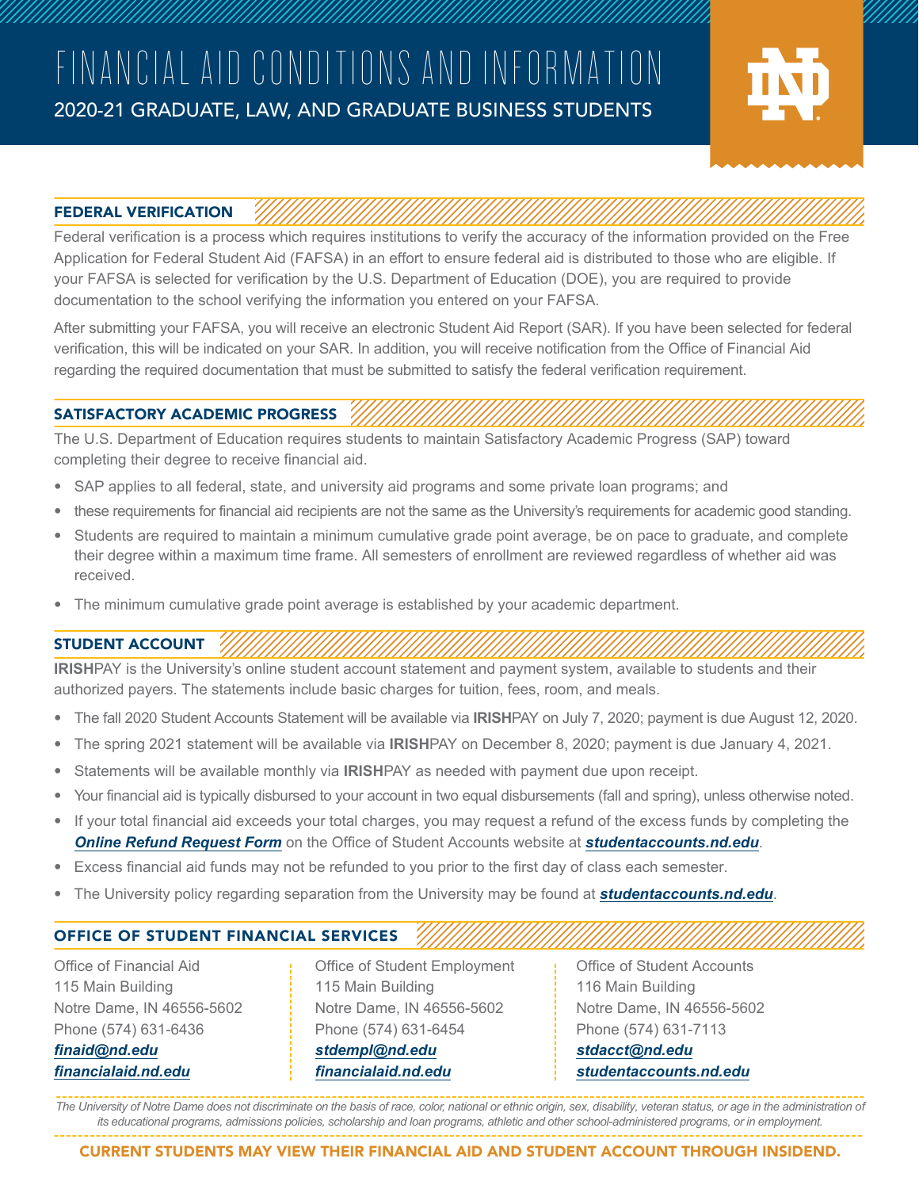# FINANCIAL AID CONDITIONS AND INFORMATION

## 2020-21 GRADUATE, LAW, AND GRADUATE BUSINESS STUDENTS

### FEDERAL VERIFICATION

Federal verification is a process which requires institutions to verify the accuracy of the information provided on the Free Application for Federal Student Aid (FAFSA) in an effort to ensure federal aid is distributed to those who are eligible. If your FAFSA is selected for verification by the U.S. Department of Education (DOE), you are required to provide documentation to the school verifying the information you entered on your FAFSA.

After submitting your FAFSA, you will receive an electronic Student Aid Report (SAR). If you have been selected for federal verification, this will be indicated on your SAR. In addition, you will receive notification from the Office of Financial Aid regarding the required documentation that must be submitted to satisfy the federal verification requirement.

### SATISFACTORY ACADEMIC PROGRESS

The U.S. Department of Education requires students to maintain Satisfactory Academic Progress (SAP) toward completing their degree to receive financial aid.

- SAP applies to all federal, state, and university aid programs and some private loan programs; and
- these requirements for financial aid recipients are not the same as the University's requirements for academic good standing.
- Students are required to maintain a minimum cumulative grade point average, be on pace to graduate, and complete their degree within a maximum time frame. All semesters of enrollment are reviewed regardless of whether aid was received.
- The minimum cumulative grade point average is established by your academic department.

### STUDENT ACCOUNT

**IRISH**PAY is the University's online student account statement and payment system, available to students and their authorized payers. The statements include basic charges for tuition, fees, room, and meals.

- The fall 2020 Student Accounts Statement will be available via **IRISH**PAY on July 7, 2020; payment is due August 12, 2020.
- The spring 2021 statement will be available via **IRISH**PAY on December 8, 2020; payment is due January 4, 2021.
- Statements will be available monthly via **IRISH**PAY as needed with payment due upon receipt.
- Your financial aid is typically disbursed to your account in two equal disbursements (fall and spring), unless otherwise noted.
- If your total financial aid exceeds your total charges, you may request a refund of the excess funds by completing the ***Online Refund Request Form*** on the Office of Student Accounts website at ***studentaccounts.nd.edu***.
- Excess financial aid funds may not be refunded to you prior to the first day of class each semester.
- The University policy regarding separation from the University may be found at ***studentaccounts.nd.edu***.

### OFFICE OF STUDENT FINANCIAL SERVICES

Office of Financial Aid
115 Main Building
Notre Dame, IN 46556-5602
Phone (574) 631-6436
***finaid@nd.edu***
***financialaid.nd.edu***

Office of Student Employment
115 Main Building
Notre Dame, IN 46556-5602
Phone (574) 631-6454
***stdempl@nd.edu***
***financialaid.nd.edu***

Office of Student Accounts
116 Main Building
Notre Dame, IN 46556-5602
Phone (574) 631-7113
***stdacct@nd.edu***
***studentaccounts.nd.edu***

*The University of Notre Dame does not discriminate on the basis of race, color, national or ethnic origin, sex, disability, veteran status, or age in the administration of its educational programs, admissions policies, scholarship and loan programs, athletic and other school-administered programs, or in employment.*

**CURRENT STUDENTS MAY VIEW THEIR FINANCIAL AID AND STUDENT ACCOUNT THROUGH INSIDEND.**